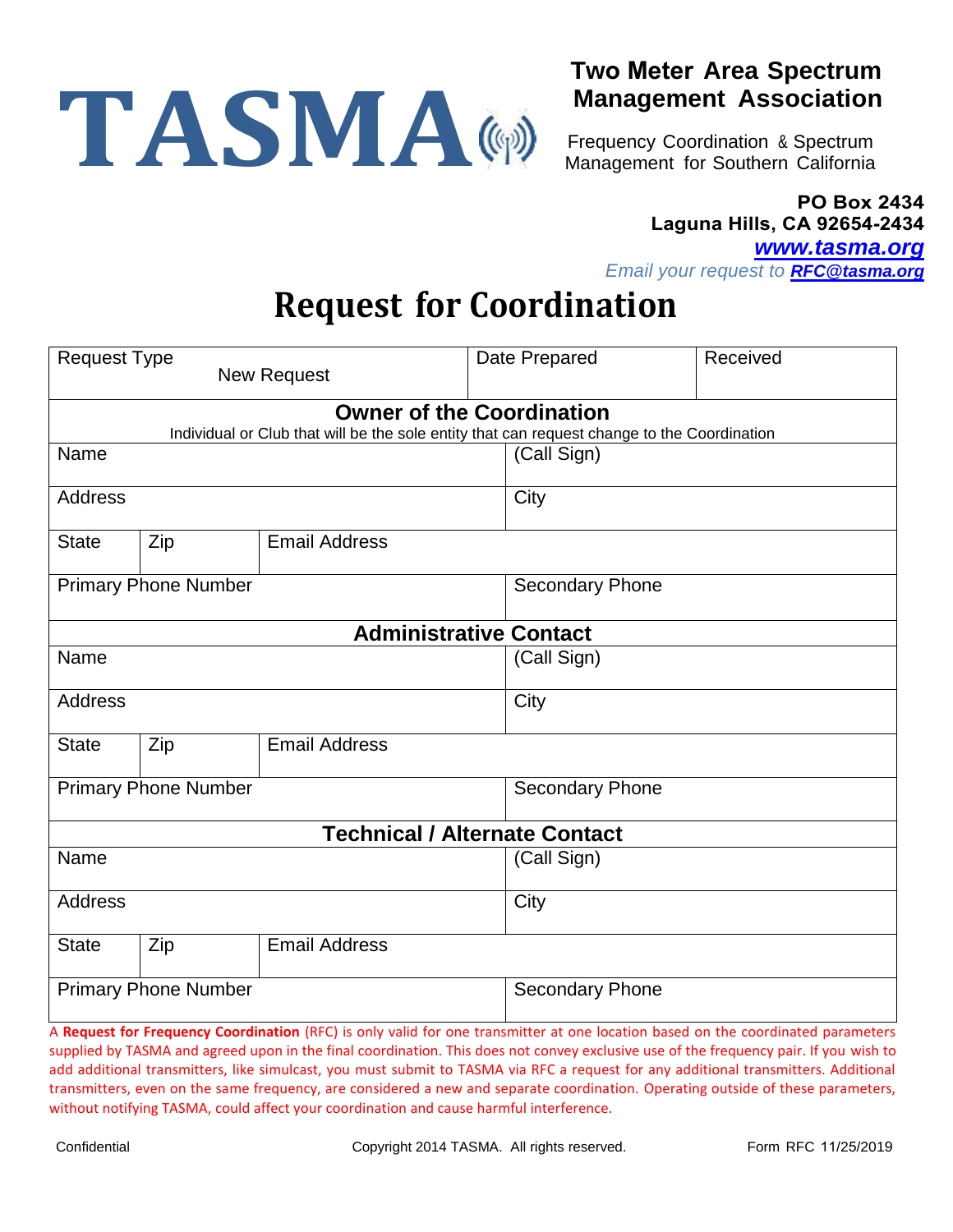# TASMA

**Two Meter Area Spectrum Management Association**

Frequency Coordination & Spectrum Management for Southern California

**PO Box 2434**
**Laguna Hills, CA 92654-2434**
***www.tasma.org***
*Email your request to **RFC@tasma.org***

# Request for Coordination

| Request Type<br>New Request | Date Prepared | Received |
|---|---|---|

## Owner of the Coordination

Individual or Club that will be the sole entity that can request change to the Coordination

| Name | | | (Call Sign) |
|---|---|---|---|
| Address | | | City |
| State | Zip | Email Address | |
| Primary Phone Number | | | Secondary Phone |

## Administrative Contact

| Name | | | (Call Sign) |
|---|---|---|---|
| Address | | | City |
| State | Zip | Email Address | |
| Primary Phone Number | | | Secondary Phone |

## Technical / Alternate Contact

| Name | | | (Call Sign) |
|---|---|---|---|
| Address | | | City |
| State | Zip | Email Address | |
| Primary Phone Number | | | Secondary Phone |

A **Request for Frequency Coordination** (RFC) is only valid for one transmitter at one location based on the coordinated parameters supplied by TASMA and agreed upon in the final coordination. This does not convey exclusive use of the frequency pair. If you wish to add additional transmitters, like simulcast, you must submit to TASMA via RFC a request for any additional transmitters. Additional transmitters, even on the same frequency, are considered a new and separate coordination. Operating outside of these parameters, without notifying TASMA, could affect your coordination and cause harmful interference.

Confidential    Copyright 2014 TASMA. All rights reserved.    Form RFC 11/25/2019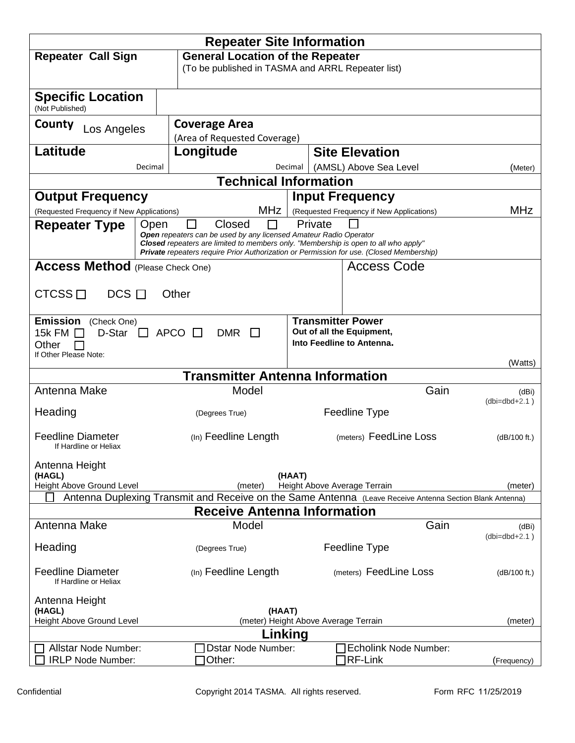## Repeater Site Information

| **Repeater Call Sign** | **General Location of the Repeater** (To be published in TASMA and ARRL Repeater list) | |
|---|---|---|
| **Specific Location** (Not Published) | | |
| **County** Los Angeles | **Coverage Area** (Area of Requested Coverage) | |
| **Latitude** Decimal | **Longitude** Decimal | **Site Elevation** (AMSL) Above Sea Level (Meter) |

## Technical Information

| **Output Frequency** (Requested Frequency if New Applications) MHz | **Input Frequency** (Requested Frequency if New Applications) MHz |
|---|---|

**Repeater Type** Open ☐ Closed ☐ Private ☐

***Open** repeaters can be used by any licensed Amateur Radio Operator*
***Closed** repeaters are limited to members only. "Membership is open to all who apply"*
***Private** repeaters require Prior Authorization or Permission for use. (Closed Membership)*

| **Access Method** (Please Check One) | Access Code |
|---|---|
| CTCSS ☐ DCS ☐ Other | |

| **Emission** (Check One) | **Transmitter Power** |
|---|---|
| 15k FM ☐ D-Star ☐ APCO ☐ DMR ☐ Other ☐ If Other Please Note: | **Out of all the Equipment, Into Feedline to Antenna.** (Watts) |

## Transmitter Antenna Information

| Antenna Make | Model | Gain | (dBi) (dbi=dbd+2.1 ) |
|---|---|---|---|
| Heading | (Degrees True) | Feedline Type | |
| Feedline Diameter If Hardline or Heliax | (In) Feedline Length | (meters) FeedLine Loss | (dB/100 ft.) |
| Antenna Height **(HAGL)** Height Above Ground Level | (meter) | **(HAAT)** Height Above Average Terrain | (meter) |

☐ Antenna Duplexing Transmit and Receive on the Same Antenna (Leave Receive Antenna Section Blank Antenna)

## Receive Antenna Information

| Antenna Make | Model | Gain | (dBi) (dbi=dbd+2.1 ) |
|---|---|---|---|
| Heading | (Degrees True) | Feedline Type | |
| Feedline Diameter If Hardline or Heliax | (In) Feedline Length | (meters) FeedLine Loss | (dB/100 ft.) |
| Antenna Height **(HAGL)** Height Above Ground Level | (meter) | **(HAAT)** Height Above Average Terrain | (meter) |

## Linking

| | | |
|---|---|---|
| ☐ Allstar Node Number: | ☐ Dstar Node Number: | ☐ Echolink Node Number: |
| ☐ IRLP Node Number: | ☐ Other: | ☐ RF-Link (Frequency) |

Confidential Copyright 2014 TASMA. All rights reserved. Form RFC 11/25/2019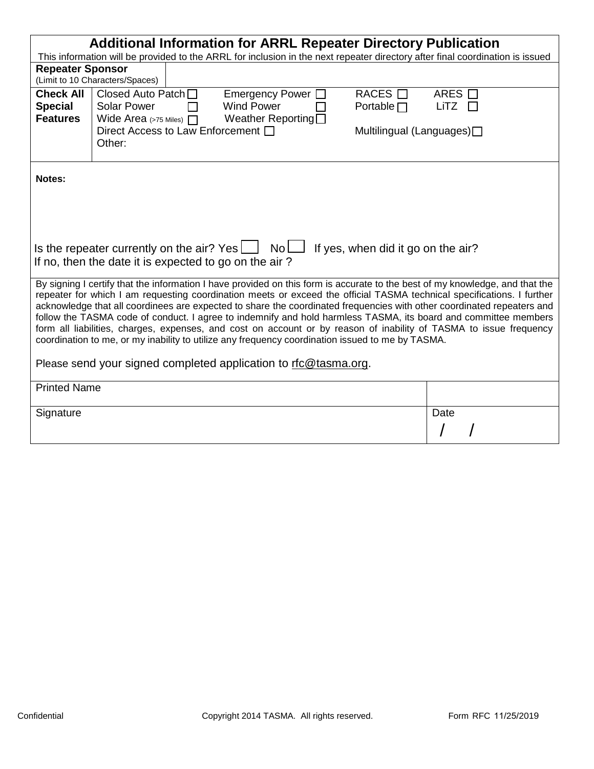## Additional Information for ARRL Repeater Directory Publication

This information will be provided to the ARRL for inclusion in the next repeater directory after final coordination is issued

| | |
|---|---|
| **Repeater Sponsor** (Limit to 10 Characters/Spaces) | |
| **Check All Special Features** | Closed Auto Patch ☐ Emergency Power ☐ RACES ☐ ARES ☐<br>Solar Power ☐ Wind Power ☐ Portable ☐ LiTZ ☐<br>Wide Area (>75 Miles) ☐ Weather Reporting ☐<br>Direct Access to Law Enforcement ☐ Multilingual (Languages) ☐<br>Other: |

**Notes:**

Is the repeater currently on the air? Yes ☐ No ☐ If yes, when did it go on the air?

If no, then the date it is expected to go on the air ?

By signing I certify that the information I have provided on this form is accurate to the best of my knowledge, and that the repeater for which I am requesting coordination meets or exceed the official TASMA technical specifications. I further acknowledge that all coordinees are expected to share the coordinated frequencies with other coordinated repeaters and follow the TASMA code of conduct. I agree to indemnify and hold harmless TASMA, its board and committee members form all liabilities, charges, expenses, and cost on account or by reason of inability of TASMA to issue frequency coordination to me, or my inability to utilize any frequency coordination issued to me by TASMA.

Please send your signed completed application to rfc@tasma.org.

| | |
|---|---|
| Printed Name | |
| Signature | Date<br>/ / |

Confidential — Copyright 2014 TASMA. All rights reserved. — Form RFC 11/25/2019